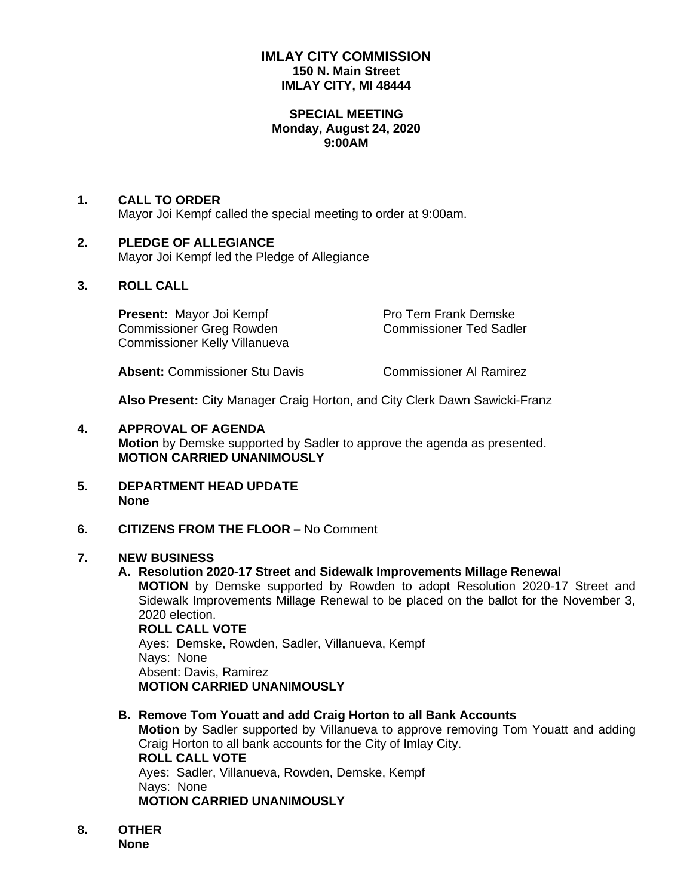# IMLAY CITY COMMISSION
**150 N. Main Street**
**IMLAY CITY, MI 48444**

**SPECIAL MEETING**
**Monday, August 24, 2020**
**9:00AM**

**1. CALL TO ORDER**
Mayor Joi Kempf called the special meeting to order at 9:00am.

**2. PLEDGE OF ALLEGIANCE**
Mayor Joi Kempf led the Pledge of Allegiance

**3. ROLL CALL**

**Present:** Mayor Joi Kempf
Pro Tem Frank Demske
Commissioner Greg Rowden
Commissioner Ted Sadler
Commissioner Kelly Villanueva

**Absent:** Commissioner Stu Davis
Commissioner Al Ramirez

**Also Present:** City Manager Craig Horton, and City Clerk Dawn Sawicki-Franz

**4. APPROVAL OF AGENDA**
**Motion** by Demske supported by Sadler to approve the agenda as presented.
**MOTION CARRIED UNANIMOUSLY**

**5. DEPARTMENT HEAD UPDATE**
**None**

**6. CITIZENS FROM THE FLOOR –** No Comment

**7. NEW BUSINESS**

**A. Resolution 2020-17 Street and Sidewalk Improvements Millage Renewal**
**MOTION** by Demske supported by Rowden to adopt Resolution 2020-17 Street and Sidewalk Improvements Millage Renewal to be placed on the ballot for the November 3, 2020 election.
**ROLL CALL VOTE**
Ayes: Demske, Rowden, Sadler, Villanueva, Kempf
Nays: None
Absent: Davis, Ramirez
**MOTION CARRIED UNANIMOUSLY**

**B. Remove Tom Youatt and add Craig Horton to all Bank Accounts**
**Motion** by Sadler supported by Villanueva to approve removing Tom Youatt and adding Craig Horton to all bank accounts for the City of Imlay City.
**ROLL CALL VOTE**
Ayes: Sadler, Villanueva, Rowden, Demske, Kempf
Nays: None
**MOTION CARRIED UNANIMOUSLY**

**8. OTHER**
**None**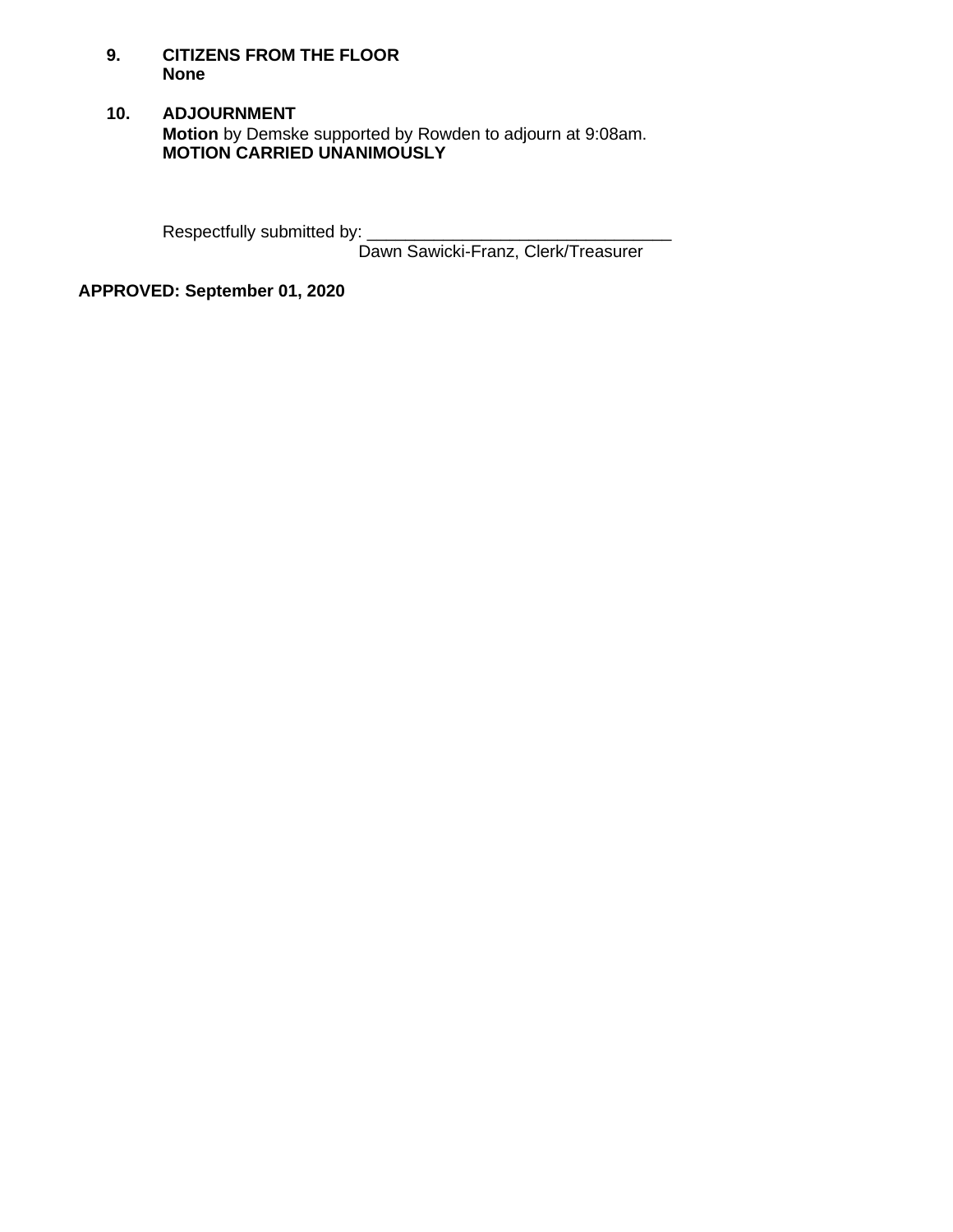**9. CITIZENS FROM THE FLOOR**
**None**

**10. ADJOURNMENT**
**Motion** by Demske supported by Rowden to adjourn at 9:08am.
**MOTION CARRIED UNANIMOUSLY**

Respectfully submitted by: ________________________________
Dawn Sawicki-Franz, Clerk/Treasurer

**APPROVED: September 01, 2020**